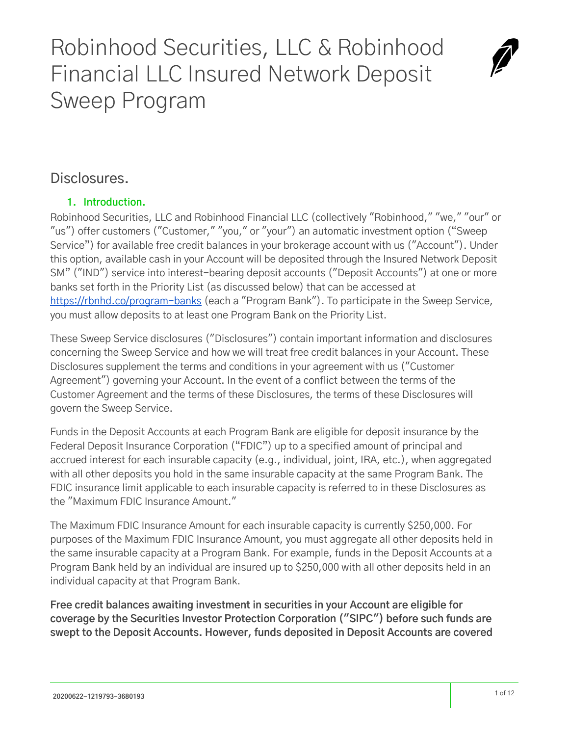# Robinhood Securities, LLC & Robinhood Financial LLC Insured Network Deposit Sweep Program

## Disclosures.

### 1. Introduction.

Robinhood Securities, LLC and Robinhood Financial LLC (collectively "Robinhood," "we," "our" or "us") offer customers ("Customer," "you," or "your") an automatic investment option ("Sweep Service") for available free credit balances in your brokerage account with us ("Account"). Under this option, available cash in your Account will be deposited through the Insured Network Deposit SM" ("IND") service into interest-bearing deposit accounts ("Deposit Accounts") at one or more banks set forth in the Priority List (as discussed below) that can be accessed at [https://rbnhd.co/program-banks](https://rbnhd.co/program-banks) (each a "Program Bank"). To participate in the Sweep Service, you must allow deposits to at least one Program Bank on the Priority List.

These Sweep Service disclosures ("Disclosures") contain important information and disclosures concerning the Sweep Service and how we will treat free credit balances in your Account. These Disclosures supplement the terms and conditions in your agreement with us ("Customer Agreement") governing your Account. In the event of a conflict between the terms of the Customer Agreement and the terms of these Disclosures, the terms of these Disclosures will govern the Sweep Service.

Funds in the Deposit Accounts at each Program Bank are eligible for deposit insurance by the Federal Deposit Insurance Corporation ("FDIC") up to a specified amount of principal and accrued interest for each insurable capacity (e.g., individual, joint, IRA, etc.), when aggregated with all other deposits you hold in the same insurable capacity at the same Program Bank. The FDIC insurance limit applicable to each insurable capacity is referred to in these Disclosures as the "Maximum FDIC Insurance Amount."

The Maximum FDIC Insurance Amount for each insurable capacity is currently $250,000. For purposes of the Maximum FDIC Insurance Amount, you must aggregate all other deposits held in the same insurable capacity at a Program Bank. For example, funds in the Deposit Accounts at a Program Bank held by an individual are insured up to $250,000 with all other deposits held in an individual capacity at that Program Bank.

**Free credit balances awaiting investment in securities in your Account are eligible for coverage by the Securities Investor Protection Corporation ("SIPC") before such funds are swept to the Deposit Accounts. However, funds deposited in Deposit Accounts are covered**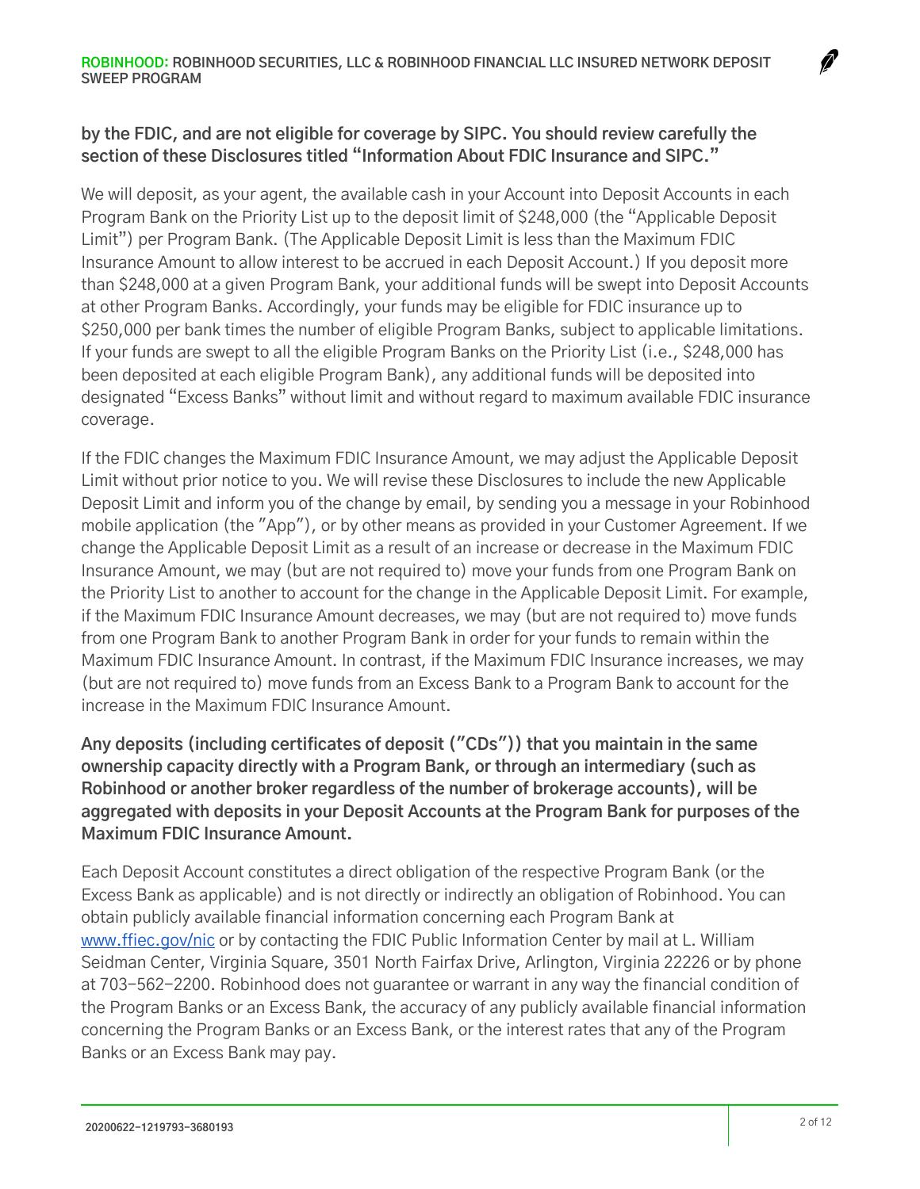**by the FDIC, and are not eligible for coverage by SIPC. You should review carefully the section of these Disclosures titled "Information About FDIC Insurance and SIPC."**

We will deposit, as your agent, the available cash in your Account into Deposit Accounts in each Program Bank on the Priority List up to the deposit limit of $248,000 (the "Applicable Deposit Limit") per Program Bank. (The Applicable Deposit Limit is less than the Maximum FDIC Insurance Amount to allow interest to be accrued in each Deposit Account.) If you deposit more than $248,000 at a given Program Bank, your additional funds will be swept into Deposit Accounts at other Program Banks. Accordingly, your funds may be eligible for FDIC insurance up to $250,000 per bank times the number of eligible Program Banks, subject to applicable limitations. If your funds are swept to all the eligible Program Banks on the Priority List (i.e., $248,000 has been deposited at each eligible Program Bank), any additional funds will be deposited into designated "Excess Banks" without limit and without regard to maximum available FDIC insurance coverage.

If the FDIC changes the Maximum FDIC Insurance Amount, we may adjust the Applicable Deposit Limit without prior notice to you. We will revise these Disclosures to include the new Applicable Deposit Limit and inform you of the change by email, by sending you a message in your Robinhood mobile application (the "App"), or by other means as provided in your Customer Agreement. If we change the Applicable Deposit Limit as a result of an increase or decrease in the Maximum FDIC Insurance Amount, we may (but are not required to) move your funds from one Program Bank on the Priority List to another to account for the change in the Applicable Deposit Limit. For example, if the Maximum FDIC Insurance Amount decreases, we may (but are not required to) move funds from one Program Bank to another Program Bank in order for your funds to remain within the Maximum FDIC Insurance Amount. In contrast, if the Maximum FDIC Insurance increases, we may (but are not required to) move funds from an Excess Bank to a Program Bank to account for the increase in the Maximum FDIC Insurance Amount.

**Any deposits (including certificates of deposit ("CDs")) that you maintain in the same ownership capacity directly with a Program Bank, or through an intermediary (such as Robinhood or another broker regardless of the number of brokerage accounts), will be aggregated with deposits in your Deposit Accounts at the Program Bank for purposes of the Maximum FDIC Insurance Amount.**

Each Deposit Account constitutes a direct obligation of the respective Program Bank (or the Excess Bank as applicable) and is not directly or indirectly an obligation of Robinhood. You can obtain publicly available financial information concerning each Program Bank at www.ffiec.gov/nic or by contacting the FDIC Public Information Center by mail at L. William Seidman Center, Virginia Square, 3501 North Fairfax Drive, Arlington, Virginia 22226 or by phone at 703-562-2200. Robinhood does not guarantee or warrant in any way the financial condition of the Program Banks or an Excess Bank, the accuracy of any publicly available financial information concerning the Program Banks or an Excess Bank, or the interest rates that any of the Program Banks or an Excess Bank may pay.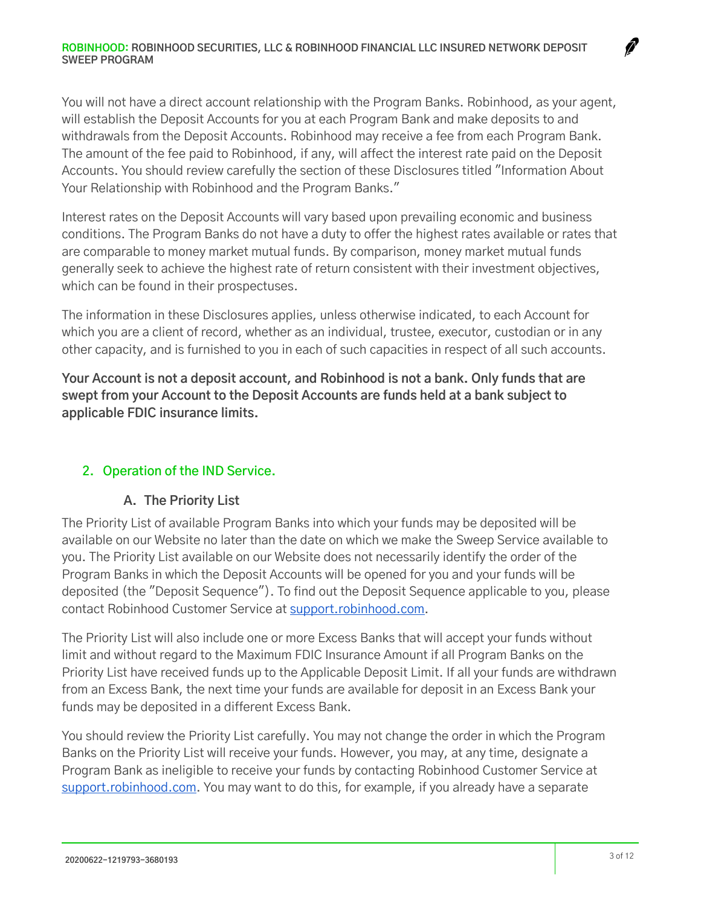You will not have a direct account relationship with the Program Banks. Robinhood, as your agent, will establish the Deposit Accounts for you at each Program Bank and make deposits to and withdrawals from the Deposit Accounts. Robinhood may receive a fee from each Program Bank. The amount of the fee paid to Robinhood, if any, will affect the interest rate paid on the Deposit Accounts. You should review carefully the section of these Disclosures titled "Information About Your Relationship with Robinhood and the Program Banks."

Interest rates on the Deposit Accounts will vary based upon prevailing economic and business conditions. The Program Banks do not have a duty to offer the highest rates available or rates that are comparable to money market mutual funds. By comparison, money market mutual funds generally seek to achieve the highest rate of return consistent with their investment objectives, which can be found in their prospectuses.

The information in these Disclosures applies, unless otherwise indicated, to each Account for which you are a client of record, whether as an individual, trustee, executor, custodian or in any other capacity, and is furnished to you in each of such capacities in respect of all such accounts.

**Your Account is not a deposit account, and Robinhood is not a bank. Only funds that are swept from your Account to the Deposit Accounts are funds held at a bank subject to applicable FDIC insurance limits.**

## 2. Operation of the IND Service.

### A. The Priority List

The Priority List of available Program Banks into which your funds may be deposited will be available on our Website no later than the date on which we make the Sweep Service available to you. The Priority List available on our Website does not necessarily identify the order of the Program Banks in which the Deposit Accounts will be opened for you and your funds will be deposited (the "Deposit Sequence"). To find out the Deposit Sequence applicable to you, please contact Robinhood Customer Service at support.robinhood.com.

The Priority List will also include one or more Excess Banks that will accept your funds without limit and without regard to the Maximum FDIC Insurance Amount if all Program Banks on the Priority List have received funds up to the Applicable Deposit Limit. If all your funds are withdrawn from an Excess Bank, the next time your funds are available for deposit in an Excess Bank your funds may be deposited in a different Excess Bank.

You should review the Priority List carefully. You may not change the order in which the Program Banks on the Priority List will receive your funds. However, you may, at any time, designate a Program Bank as ineligible to receive your funds by contacting Robinhood Customer Service at support.robinhood.com. You may want to do this, for example, if you already have a separate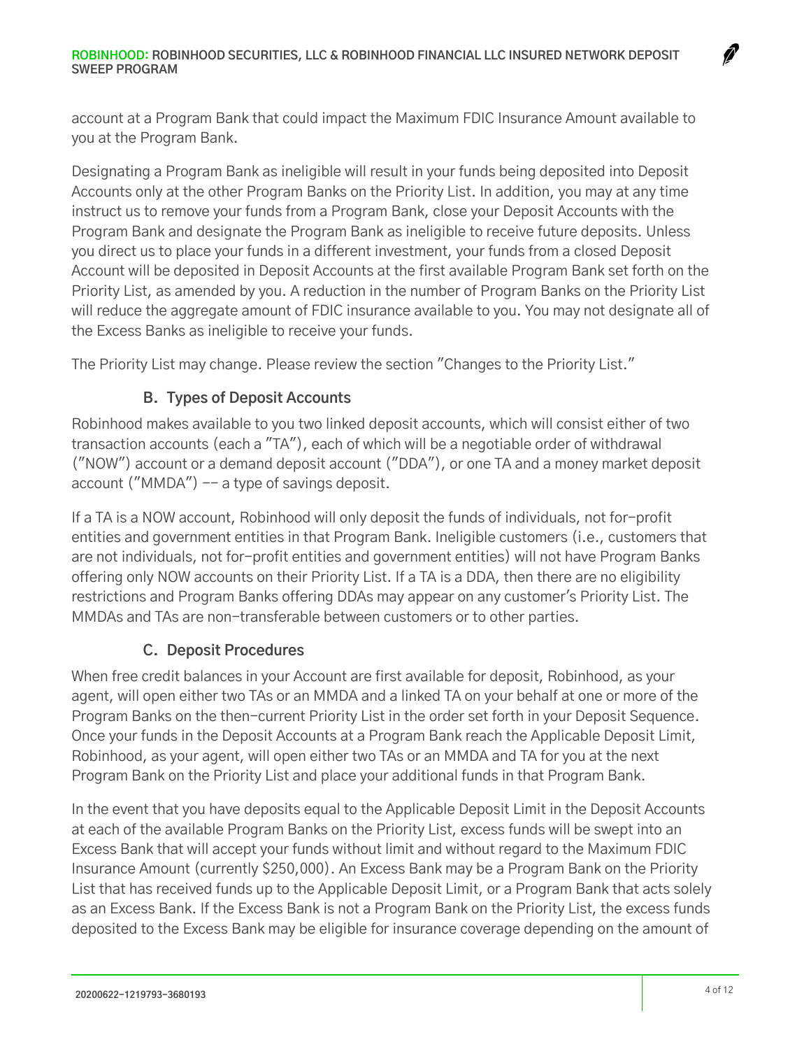account at a Program Bank that could impact the Maximum FDIC Insurance Amount available to you at the Program Bank.

Designating a Program Bank as ineligible will result in your funds being deposited into Deposit Accounts only at the other Program Banks on the Priority List. In addition, you may at any time instruct us to remove your funds from a Program Bank, close your Deposit Accounts with the Program Bank and designate the Program Bank as ineligible to receive future deposits. Unless you direct us to place your funds in a different investment, your funds from a closed Deposit Account will be deposited in Deposit Accounts at the first available Program Bank set forth on the Priority List, as amended by you. A reduction in the number of Program Banks on the Priority List will reduce the aggregate amount of FDIC insurance available to you. You may not designate all of the Excess Banks as ineligible to receive your funds.

The Priority List may change. Please review the section "Changes to the Priority List."

### B. Types of Deposit Accounts

Robinhood makes available to you two linked deposit accounts, which will consist either of two transaction accounts (each a "TA"), each of which will be a negotiable order of withdrawal ("NOW") account or a demand deposit account ("DDA"), or one TA and a money market deposit account ("MMDA") -- a type of savings deposit.

If a TA is a NOW account, Robinhood will only deposit the funds of individuals, not for-profit entities and government entities in that Program Bank. Ineligible customers (i.e., customers that are not individuals, not for-profit entities and government entities) will not have Program Banks offering only NOW accounts on their Priority List. If a TA is a DDA, then there are no eligibility restrictions and Program Banks offering DDAs may appear on any customer's Priority List. The MMDAs and TAs are non-transferable between customers or to other parties.

### C. Deposit Procedures

When free credit balances in your Account are first available for deposit, Robinhood, as your agent, will open either two TAs or an MMDA and a linked TA on your behalf at one or more of the Program Banks on the then-current Priority List in the order set forth in your Deposit Sequence. Once your funds in the Deposit Accounts at a Program Bank reach the Applicable Deposit Limit, Robinhood, as your agent, will open either two TAs or an MMDA and TA for you at the next Program Bank on the Priority List and place your additional funds in that Program Bank.

In the event that you have deposits equal to the Applicable Deposit Limit in the Deposit Accounts at each of the available Program Banks on the Priority List, excess funds will be swept into an Excess Bank that will accept your funds without limit and without regard to the Maximum FDIC Insurance Amount (currently $250,000). An Excess Bank may be a Program Bank on the Priority List that has received funds up to the Applicable Deposit Limit, or a Program Bank that acts solely as an Excess Bank. If the Excess Bank is not a Program Bank on the Priority List, the excess funds deposited to the Excess Bank may be eligible for insurance coverage depending on the amount of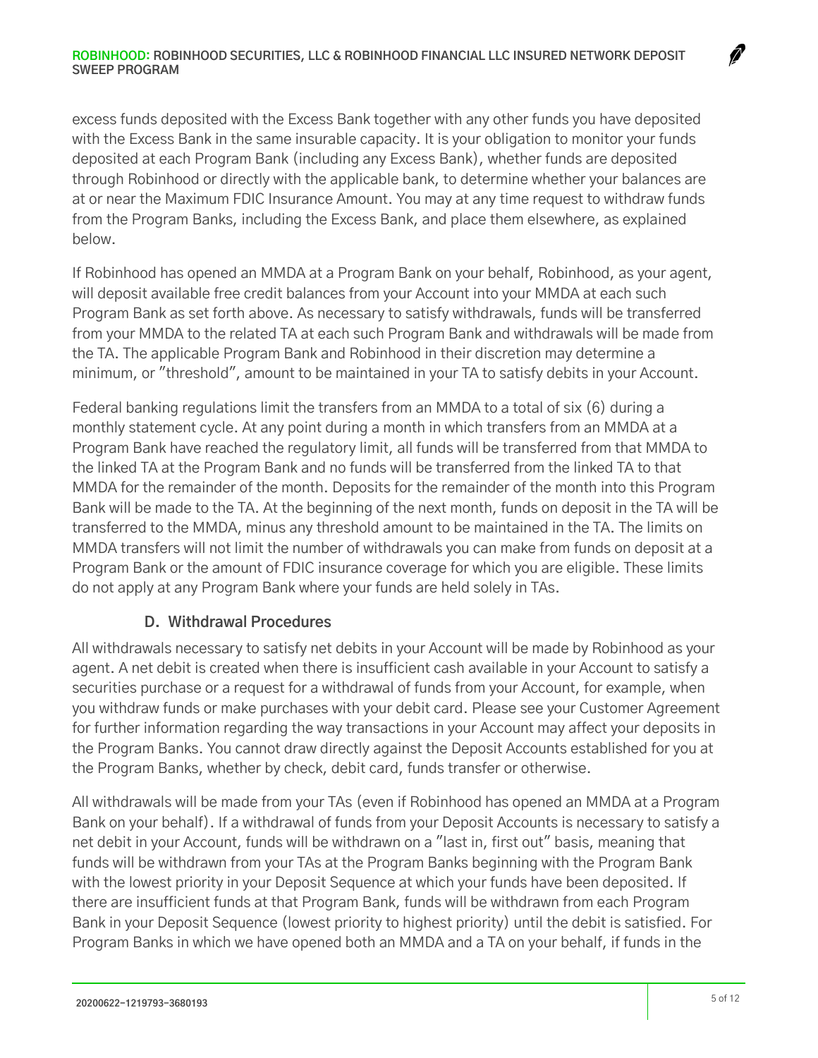excess funds deposited with the Excess Bank together with any other funds you have deposited with the Excess Bank in the same insurable capacity. It is your obligation to monitor your funds deposited at each Program Bank (including any Excess Bank), whether funds are deposited through Robinhood or directly with the applicable bank, to determine whether your balances are at or near the Maximum FDIC Insurance Amount. You may at any time request to withdraw funds from the Program Banks, including the Excess Bank, and place them elsewhere, as explained below.

If Robinhood has opened an MMDA at a Program Bank on your behalf, Robinhood, as your agent, will deposit available free credit balances from your Account into your MMDA at each such Program Bank as set forth above. As necessary to satisfy withdrawals, funds will be transferred from your MMDA to the related TA at each such Program Bank and withdrawals will be made from the TA. The applicable Program Bank and Robinhood in their discretion may determine a minimum, or "threshold", amount to be maintained in your TA to satisfy debits in your Account.

Federal banking regulations limit the transfers from an MMDA to a total of six (6) during a monthly statement cycle. At any point during a month in which transfers from an MMDA at a Program Bank have reached the regulatory limit, all funds will be transferred from that MMDA to the linked TA at the Program Bank and no funds will be transferred from the linked TA to that MMDA for the remainder of the month. Deposits for the remainder of the month into this Program Bank will be made to the TA. At the beginning of the next month, funds on deposit in the TA will be transferred to the MMDA, minus any threshold amount to be maintained in the TA. The limits on MMDA transfers will not limit the number of withdrawals you can make from funds on deposit at a Program Bank or the amount of FDIC insurance coverage for which you are eligible. These limits do not apply at any Program Bank where your funds are held solely in TAs.

### D. Withdrawal Procedures

All withdrawals necessary to satisfy net debits in your Account will be made by Robinhood as your agent. A net debit is created when there is insufficient cash available in your Account to satisfy a securities purchase or a request for a withdrawal of funds from your Account, for example, when you withdraw funds or make purchases with your debit card. Please see your Customer Agreement for further information regarding the way transactions in your Account may affect your deposits in the Program Banks. You cannot draw directly against the Deposit Accounts established for you at the Program Banks, whether by check, debit card, funds transfer or otherwise.

All withdrawals will be made from your TAs (even if Robinhood has opened an MMDA at a Program Bank on your behalf). If a withdrawal of funds from your Deposit Accounts is necessary to satisfy a net debit in your Account, funds will be withdrawn on a "last in, first out" basis, meaning that funds will be withdrawn from your TAs at the Program Banks beginning with the Program Bank with the lowest priority in your Deposit Sequence at which your funds have been deposited. If there are insufficient funds at that Program Bank, funds will be withdrawn from each Program Bank in your Deposit Sequence (lowest priority to highest priority) until the debit is satisfied. For Program Banks in which we have opened both an MMDA and a TA on your behalf, if funds in the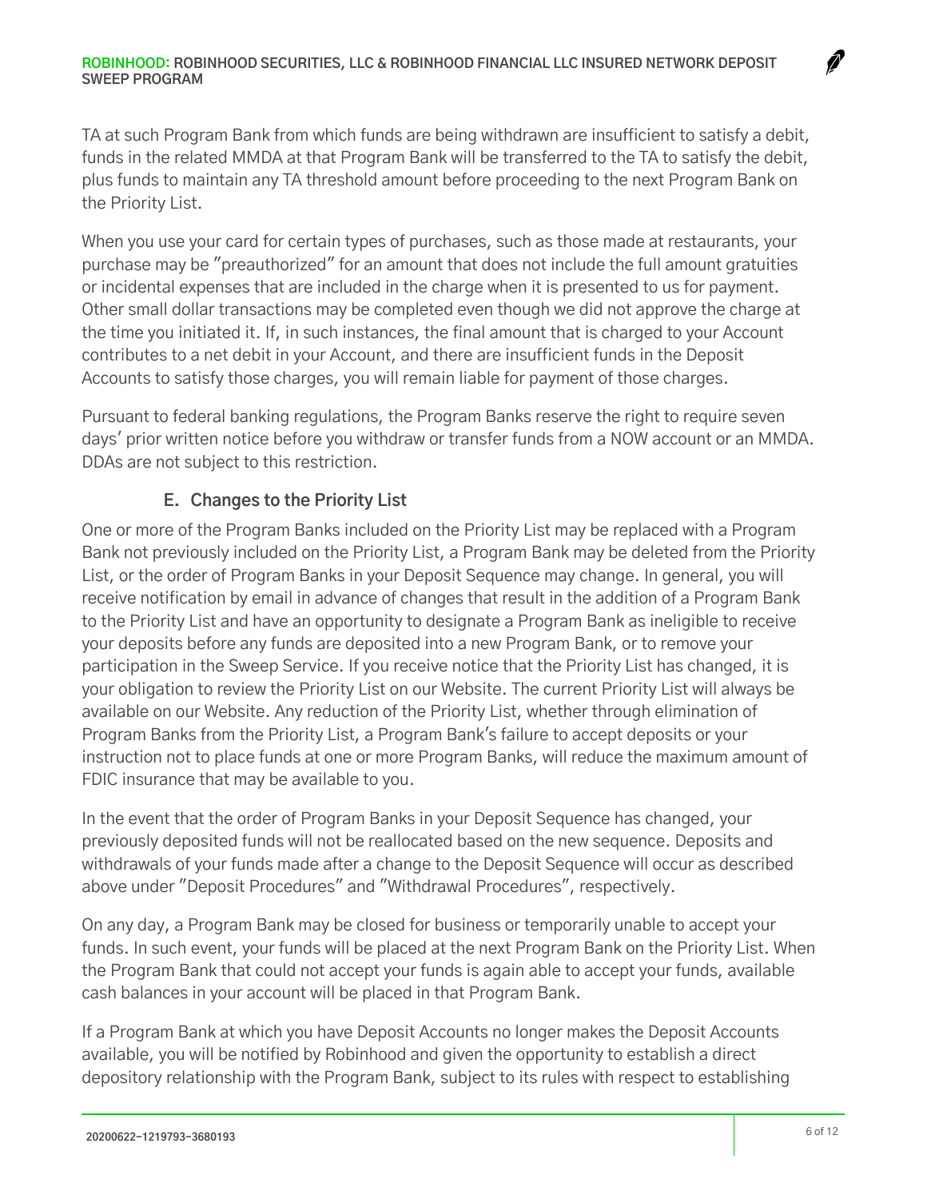TA at such Program Bank from which funds are being withdrawn are insufficient to satisfy a debit, funds in the related MMDA at that Program Bank will be transferred to the TA to satisfy the debit, plus funds to maintain any TA threshold amount before proceeding to the next Program Bank on the Priority List.

When you use your card for certain types of purchases, such as those made at restaurants, your purchase may be "preauthorized" for an amount that does not include the full amount gratuities or incidental expenses that are included in the charge when it is presented to us for payment. Other small dollar transactions may be completed even though we did not approve the charge at the time you initiated it. If, in such instances, the final amount that is charged to your Account contributes to a net debit in your Account, and there are insufficient funds in the Deposit Accounts to satisfy those charges, you will remain liable for payment of those charges.

Pursuant to federal banking regulations, the Program Banks reserve the right to require seven days' prior written notice before you withdraw or transfer funds from a NOW account or an MMDA. DDAs are not subject to this restriction.

### E. Changes to the Priority List

One or more of the Program Banks included on the Priority List may be replaced with a Program Bank not previously included on the Priority List, a Program Bank may be deleted from the Priority List, or the order of Program Banks in your Deposit Sequence may change. In general, you will receive notification by email in advance of changes that result in the addition of a Program Bank to the Priority List and have an opportunity to designate a Program Bank as ineligible to receive your deposits before any funds are deposited into a new Program Bank, or to remove your participation in the Sweep Service. If you receive notice that the Priority List has changed, it is your obligation to review the Priority List on our Website. The current Priority List will always be available on our Website. Any reduction of the Priority List, whether through elimination of Program Banks from the Priority List, a Program Bank's failure to accept deposits or your instruction not to place funds at one or more Program Banks, will reduce the maximum amount of FDIC insurance that may be available to you.

In the event that the order of Program Banks in your Deposit Sequence has changed, your previously deposited funds will not be reallocated based on the new sequence. Deposits and withdrawals of your funds made after a change to the Deposit Sequence will occur as described above under "Deposit Procedures" and "Withdrawal Procedures", respectively.

On any day, a Program Bank may be closed for business or temporarily unable to accept your funds. In such event, your funds will be placed at the next Program Bank on the Priority List. When the Program Bank that could not accept your funds is again able to accept your funds, available cash balances in your account will be placed in that Program Bank.

If a Program Bank at which you have Deposit Accounts no longer makes the Deposit Accounts available, you will be notified by Robinhood and given the opportunity to establish a direct depository relationship with the Program Bank, subject to its rules with respect to establishing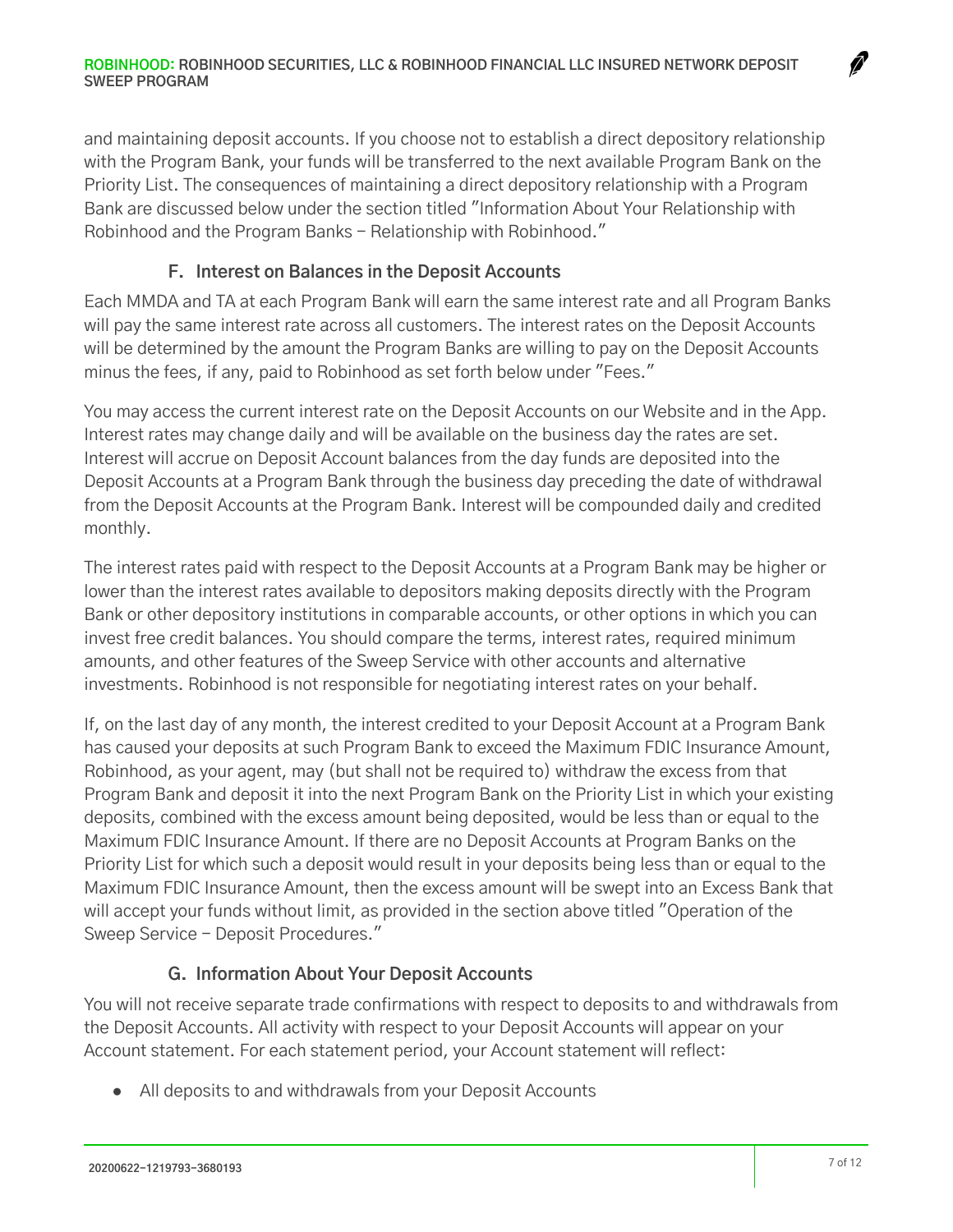and maintaining deposit accounts. If you choose not to establish a direct depository relationship with the Program Bank, your funds will be transferred to the next available Program Bank on the Priority List. The consequences of maintaining a direct depository relationship with a Program Bank are discussed below under the section titled "Information About Your Relationship with Robinhood and the Program Banks – Relationship with Robinhood."

### F. Interest on Balances in the Deposit Accounts

Each MMDA and TA at each Program Bank will earn the same interest rate and all Program Banks will pay the same interest rate across all customers. The interest rates on the Deposit Accounts will be determined by the amount the Program Banks are willing to pay on the Deposit Accounts minus the fees, if any, paid to Robinhood as set forth below under "Fees."

You may access the current interest rate on the Deposit Accounts on our Website and in the App. Interest rates may change daily and will be available on the business day the rates are set. Interest will accrue on Deposit Account balances from the day funds are deposited into the Deposit Accounts at a Program Bank through the business day preceding the date of withdrawal from the Deposit Accounts at the Program Bank. Interest will be compounded daily and credited monthly.

The interest rates paid with respect to the Deposit Accounts at a Program Bank may be higher or lower than the interest rates available to depositors making deposits directly with the Program Bank or other depository institutions in comparable accounts, or other options in which you can invest free credit balances. You should compare the terms, interest rates, required minimum amounts, and other features of the Sweep Service with other accounts and alternative investments. Robinhood is not responsible for negotiating interest rates on your behalf.

If, on the last day of any month, the interest credited to your Deposit Account at a Program Bank has caused your deposits at such Program Bank to exceed the Maximum FDIC Insurance Amount, Robinhood, as your agent, may (but shall not be required to) withdraw the excess from that Program Bank and deposit it into the next Program Bank on the Priority List in which your existing deposits, combined with the excess amount being deposited, would be less than or equal to the Maximum FDIC Insurance Amount. If there are no Deposit Accounts at Program Banks on the Priority List for which such a deposit would result in your deposits being less than or equal to the Maximum FDIC Insurance Amount, then the excess amount will be swept into an Excess Bank that will accept your funds without limit, as provided in the section above titled "Operation of the Sweep Service – Deposit Procedures."

### G. Information About Your Deposit Accounts

You will not receive separate trade confirmations with respect to deposits to and withdrawals from the Deposit Accounts. All activity with respect to your Deposit Accounts will appear on your Account statement. For each statement period, your Account statement will reflect:

- All deposits to and withdrawals from your Deposit Accounts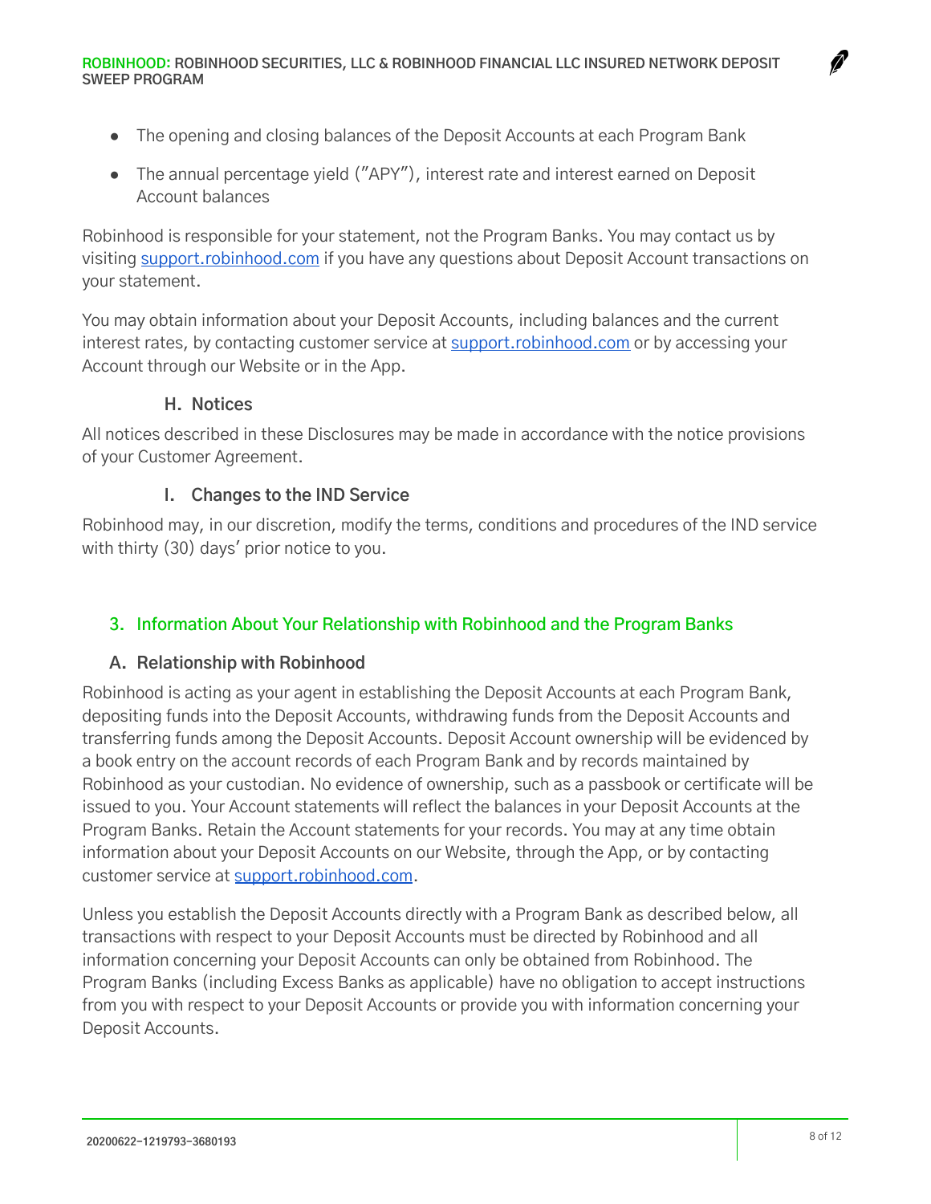- The opening and closing balances of the Deposit Accounts at each Program Bank
- The annual percentage yield ("APY"), interest rate and interest earned on Deposit Account balances

Robinhood is responsible for your statement, not the Program Banks. You may contact us by visiting support.robinhood.com if you have any questions about Deposit Account transactions on your statement.

You may obtain information about your Deposit Accounts, including balances and the current interest rates, by contacting customer service at support.robinhood.com or by accessing your Account through our Website or in the App.

### H. Notices

All notices described in these Disclosures may be made in accordance with the notice provisions of your Customer Agreement.

### I. Changes to the IND Service

Robinhood may, in our discretion, modify the terms, conditions and procedures of the IND service with thirty (30) days' prior notice to you.

## 3. Information About Your Relationship with Robinhood and the Program Banks

### A. Relationship with Robinhood

Robinhood is acting as your agent in establishing the Deposit Accounts at each Program Bank, depositing funds into the Deposit Accounts, withdrawing funds from the Deposit Accounts and transferring funds among the Deposit Accounts. Deposit Account ownership will be evidenced by a book entry on the account records of each Program Bank and by records maintained by Robinhood as your custodian. No evidence of ownership, such as a passbook or certificate will be issued to you. Your Account statements will reflect the balances in your Deposit Accounts at the Program Banks. Retain the Account statements for your records. You may at any time obtain information about your Deposit Accounts on our Website, through the App, or by contacting customer service at support.robinhood.com.

Unless you establish the Deposit Accounts directly with a Program Bank as described below, all transactions with respect to your Deposit Accounts must be directed by Robinhood and all information concerning your Deposit Accounts can only be obtained from Robinhood. The Program Banks (including Excess Banks as applicable) have no obligation to accept instructions from you with respect to your Deposit Accounts or provide you with information concerning your Deposit Accounts.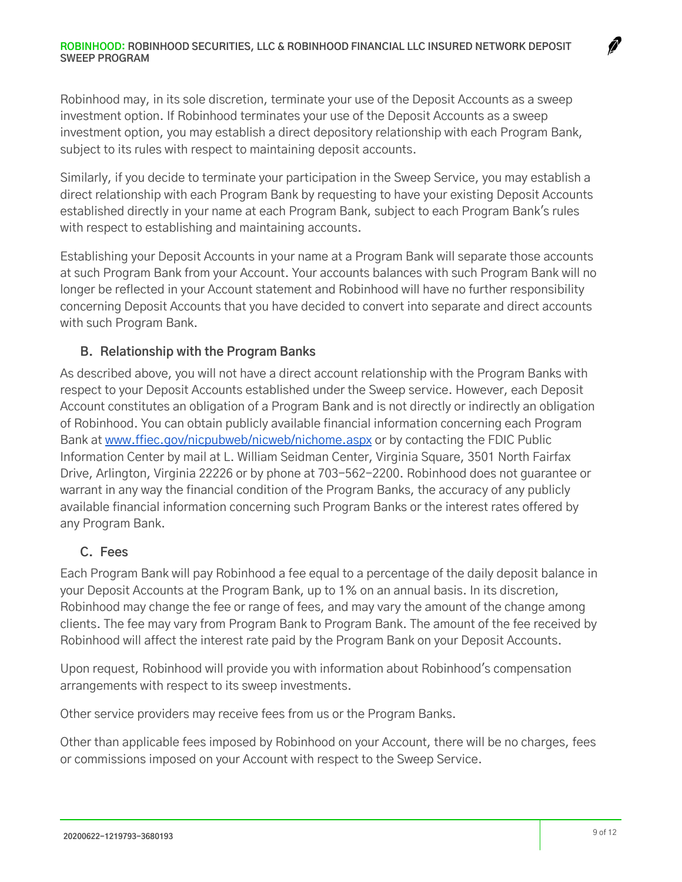Robinhood may, in its sole discretion, terminate your use of the Deposit Accounts as a sweep investment option. If Robinhood terminates your use of the Deposit Accounts as a sweep investment option, you may establish a direct depository relationship with each Program Bank, subject to its rules with respect to maintaining deposit accounts.

Similarly, if you decide to terminate your participation in the Sweep Service, you may establish a direct relationship with each Program Bank by requesting to have your existing Deposit Accounts established directly in your name at each Program Bank, subject to each Program Bank's rules with respect to establishing and maintaining accounts.

Establishing your Deposit Accounts in your name at a Program Bank will separate those accounts at such Program Bank from your Account. Your accounts balances with such Program Bank will no longer be reflected in your Account statement and Robinhood will have no further responsibility concerning Deposit Accounts that you have decided to convert into separate and direct accounts with such Program Bank.

### B. Relationship with the Program Banks

As described above, you will not have a direct account relationship with the Program Banks with respect to your Deposit Accounts established under the Sweep service. However, each Deposit Account constitutes an obligation of a Program Bank and is not directly or indirectly an obligation of Robinhood. You can obtain publicly available financial information concerning each Program Bank at [www.ffiec.gov/nicpubweb/nicweb/nichome.aspx](www.ffiec.gov/nicpubweb/nicweb/nichome.aspx) or by contacting the FDIC Public Information Center by mail at L. William Seidman Center, Virginia Square, 3501 North Fairfax Drive, Arlington, Virginia 22226 or by phone at 703-562-2200. Robinhood does not guarantee or warrant in any way the financial condition of the Program Banks, the accuracy of any publicly available financial information concerning such Program Banks or the interest rates offered by any Program Bank.

### C. Fees

Each Program Bank will pay Robinhood a fee equal to a percentage of the daily deposit balance in your Deposit Accounts at the Program Bank, up to 1% on an annual basis. In its discretion, Robinhood may change the fee or range of fees, and may vary the amount of the change among clients. The fee may vary from Program Bank to Program Bank. The amount of the fee received by Robinhood will affect the interest rate paid by the Program Bank on your Deposit Accounts.

Upon request, Robinhood will provide you with information about Robinhood's compensation arrangements with respect to its sweep investments.

Other service providers may receive fees from us or the Program Banks.

Other than applicable fees imposed by Robinhood on your Account, there will be no charges, fees or commissions imposed on your Account with respect to the Sweep Service.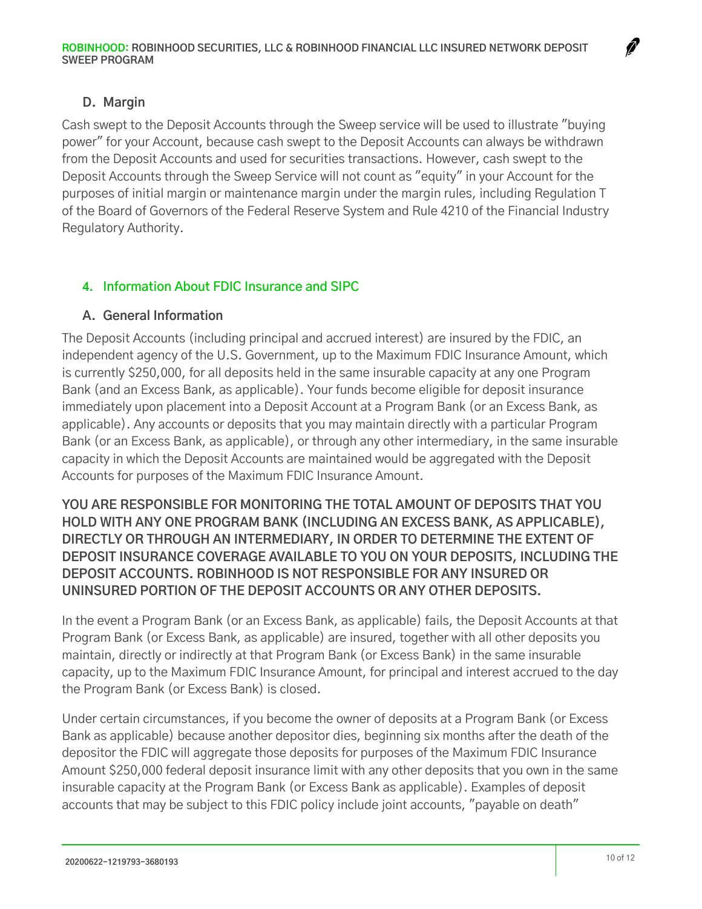### D. Margin

Cash swept to the Deposit Accounts through the Sweep service will be used to illustrate "buying power" for your Account, because cash swept to the Deposit Accounts can always be withdrawn from the Deposit Accounts and used for securities transactions. However, cash swept to the Deposit Accounts through the Sweep Service will not count as "equity" in your Account for the purposes of initial margin or maintenance margin under the margin rules, including Regulation T of the Board of Governors of the Federal Reserve System and Rule 4210 of the Financial Industry Regulatory Authority.

## 4. Information About FDIC Insurance and SIPC

### A. General Information

The Deposit Accounts (including principal and accrued interest) are insured by the FDIC, an independent agency of the U.S. Government, up to the Maximum FDIC Insurance Amount, which is currently $250,000, for all deposits held in the same insurable capacity at any one Program Bank (and an Excess Bank, as applicable). Your funds become eligible for deposit insurance immediately upon placement into a Deposit Account at a Program Bank (or an Excess Bank, as applicable). Any accounts or deposits that you may maintain directly with a particular Program Bank (or an Excess Bank, as applicable), or through any other intermediary, in the same insurable capacity in which the Deposit Accounts are maintained would be aggregated with the Deposit Accounts for purposes of the Maximum FDIC Insurance Amount.

**YOU ARE RESPONSIBLE FOR MONITORING THE TOTAL AMOUNT OF DEPOSITS THAT YOU HOLD WITH ANY ONE PROGRAM BANK (INCLUDING AN EXCESS BANK, AS APPLICABLE), DIRECTLY OR THROUGH AN INTERMEDIARY, IN ORDER TO DETERMINE THE EXTENT OF DEPOSIT INSURANCE COVERAGE AVAILABLE TO YOU ON YOUR DEPOSITS, INCLUDING THE DEPOSIT ACCOUNTS. ROBINHOOD IS NOT RESPONSIBLE FOR ANY INSURED OR UNINSURED PORTION OF THE DEPOSIT ACCOUNTS OR ANY OTHER DEPOSITS.**

In the event a Program Bank (or an Excess Bank, as applicable) fails, the Deposit Accounts at that Program Bank (or Excess Bank, as applicable) are insured, together with all other deposits you maintain, directly or indirectly at that Program Bank (or Excess Bank) in the same insurable capacity, up to the Maximum FDIC Insurance Amount, for principal and interest accrued to the day the Program Bank (or Excess Bank) is closed.

Under certain circumstances, if you become the owner of deposits at a Program Bank (or Excess Bank as applicable) because another depositor dies, beginning six months after the death of the depositor the FDIC will aggregate those deposits for purposes of the Maximum FDIC Insurance Amount $250,000 federal deposit insurance limit with any other deposits that you own in the same insurable capacity at the Program Bank (or Excess Bank as applicable). Examples of deposit accounts that may be subject to this FDIC policy include joint accounts, "payable on death"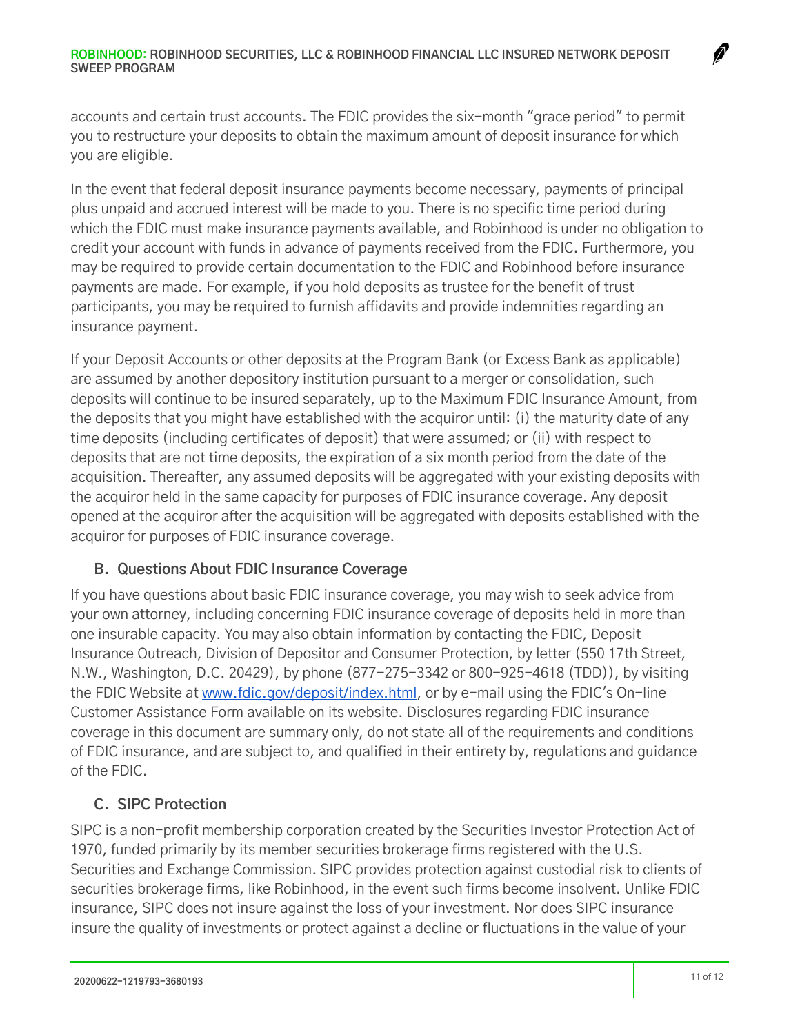accounts and certain trust accounts. The FDIC provides the six-month "grace period" to permit you to restructure your deposits to obtain the maximum amount of deposit insurance for which you are eligible.

In the event that federal deposit insurance payments become necessary, payments of principal plus unpaid and accrued interest will be made to you. There is no specific time period during which the FDIC must make insurance payments available, and Robinhood is under no obligation to credit your account with funds in advance of payments received from the FDIC. Furthermore, you may be required to provide certain documentation to the FDIC and Robinhood before insurance payments are made. For example, if you hold deposits as trustee for the benefit of trust participants, you may be required to furnish affidavits and provide indemnities regarding an insurance payment.

If your Deposit Accounts or other deposits at the Program Bank (or Excess Bank as applicable) are assumed by another depository institution pursuant to a merger or consolidation, such deposits will continue to be insured separately, up to the Maximum FDIC Insurance Amount, from the deposits that you might have established with the acquiror until: (i) the maturity date of any time deposits (including certificates of deposit) that were assumed; or (ii) with respect to deposits that are not time deposits, the expiration of a six month period from the date of the acquisition. Thereafter, any assumed deposits will be aggregated with your existing deposits with the acquiror held in the same capacity for purposes of FDIC insurance coverage. Any deposit opened at the acquiror after the acquisition will be aggregated with deposits established with the acquiror for purposes of FDIC insurance coverage.

### B. Questions About FDIC Insurance Coverage

If you have questions about basic FDIC insurance coverage, you may wish to seek advice from your own attorney, including concerning FDIC insurance coverage of deposits held in more than one insurable capacity. You may also obtain information by contacting the FDIC, Deposit Insurance Outreach, Division of Depositor and Consumer Protection, by letter (550 17th Street, N.W., Washington, D.C. 20429), by phone (877-275-3342 or 800-925-4618 (TDD)), by visiting the FDIC Website at [www.fdic.gov/deposit/index.html](www.fdic.gov/deposit/index.html), or by e-mail using the FDIC's On-line Customer Assistance Form available on its website. Disclosures regarding FDIC insurance coverage in this document are summary only, do not state all of the requirements and conditions of FDIC insurance, and are subject to, and qualified in their entirety by, regulations and guidance of the FDIC.

### C. SIPC Protection

SIPC is a non-profit membership corporation created by the Securities Investor Protection Act of 1970, funded primarily by its member securities brokerage firms registered with the U.S. Securities and Exchange Commission. SIPC provides protection against custodial risk to clients of securities brokerage firms, like Robinhood, in the event such firms become insolvent. Unlike FDIC insurance, SIPC does not insure against the loss of your investment. Nor does SIPC insurance insure the quality of investments or protect against a decline or fluctuations in the value of your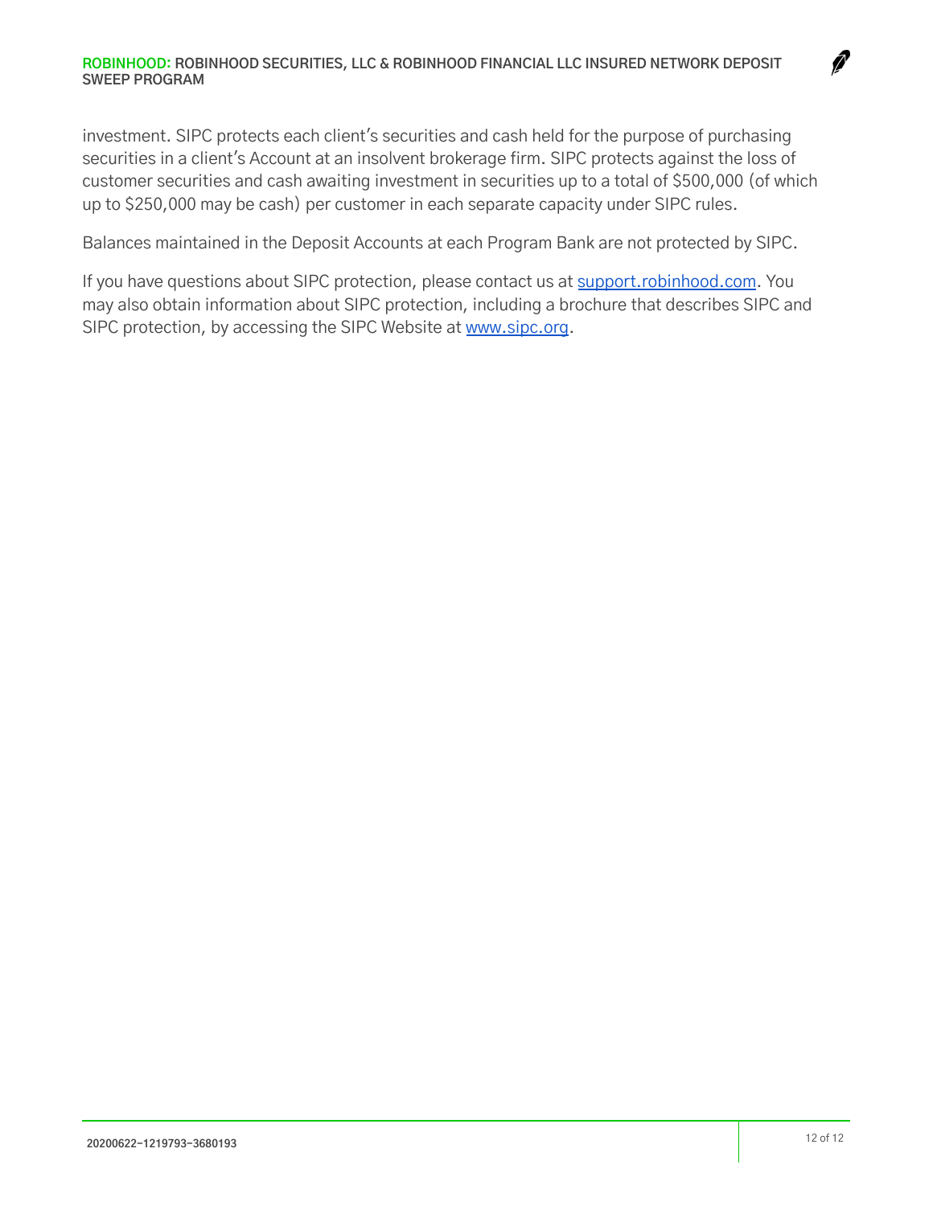investment. SIPC protects each client's securities and cash held for the purpose of purchasing securities in a client's Account at an insolvent brokerage firm. SIPC protects against the loss of customer securities and cash awaiting investment in securities up to a total of $500,000 (of which up to $250,000 may be cash) per customer in each separate capacity under SIPC rules.

Balances maintained in the Deposit Accounts at each Program Bank are not protected by SIPC.

If you have questions about SIPC protection, please contact us at support.robinhood.com. You may also obtain information about SIPC protection, including a brochure that describes SIPC and SIPC protection, by accessing the SIPC Website at www.sipc.org.